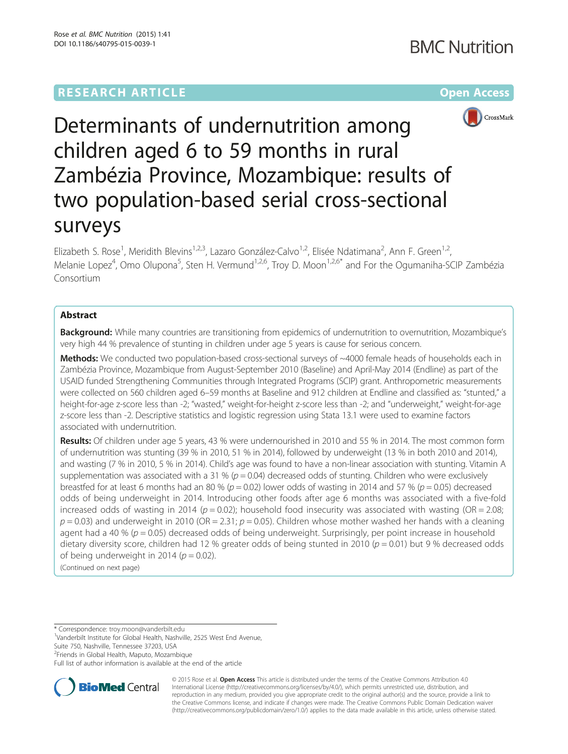**RESEARCH ARTICLE** **Open Access**

# Determinants of undernutrition among children aged 6 to 59 months in rural Zambézia Province, Mozambique: results of two population-based serial cross-sectional surveys

Elizabeth S. Rose[1], Meridith Blevins[1,2,3], Lazaro González-Calvo[1,2], Elisée Ndatimana[2], Ann F. Green[1,2], Melanie Lopez[4], Omo Olupona[5], Sten H. Vermund[1,2,6], Troy D. Moon[1,2,6*] and For the Ogumaniha-SCIP Zambézia Consortium

## Abstract

**Background:** While many countries are transitioning from epidemics of undernutrition to overnutrition, Mozambique's very high 44 % prevalence of stunting in children under age 5 years is cause for serious concern.

**Methods:** We conducted two population-based cross-sectional surveys of ~4000 female heads of households each in Zambézia Province, Mozambique from August-September 2010 (Baseline) and April-May 2014 (Endline) as part of the USAID funded Strengthening Communities through Integrated Programs (SCIP) grant. Anthropometric measurements were collected on 560 children aged 6–59 months at Baseline and 912 children at Endline and classified as: "stunted," a height-for-age z-score less than -2; "wasted," weight-for-height z-score less than -2; and "underweight," weight-for-age z-score less than -2. Descriptive statistics and logistic regression using Stata 13.1 were used to examine factors associated with undernutrition.

**Results:** Of children under age 5 years, 43 % were undernourished in 2010 and 55 % in 2014. The most common form of undernutrition was stunting (39 % in 2010, 51 % in 2014), followed by underweight (13 % in both 2010 and 2014), and wasting (7 % in 2010, 5 % in 2014). Child's age was found to have a non-linear association with stunting. Vitamin A supplementation was associated with a 31 % ($p = 0.04$) decreased odds of stunting. Children who were exclusively breastfed for at least 6 months had an 80 % ($p = 0.02$) lower odds of wasting in 2014 and 57 % ($p = 0.05$) decreased odds of being underweight in 2014. Introducing other foods after age 6 months was associated with a five-fold increased odds of wasting in 2014 ($p = 0.02$); household food insecurity was associated with wasting (OR = 2.08; $p = 0.03$) and underweight in 2010 (OR = 2.31; $p = 0.05$). Children whose mother washed her hands with a cleaning agent had a 40 % ($p = 0.05$) decreased odds of being underweight. Surprisingly, per point increase in household dietary diversity score, children had 12 % greater odds of being stunted in 2010 ($p = 0.01$) but 9 % decreased odds of being underweight in 2014 ($p = 0.02$).

(Continued on next page)

* Correspondence: troy.moon@vanderbilt.edu
[1]Vanderbilt Institute for Global Health, Nashville, 2525 West End Avenue, Suite 750, Nashville, Tennessee 37203, USA
[2]Friends in Global Health, Maputo, Mozambique
Full list of author information is available at the end of the article

© 2015 Rose et al. **Open Access** This article is distributed under the terms of the Creative Commons Attribution 4.0 International License (http://creativecommons.org/licenses/by/4.0/), which permits unrestricted use, distribution, and reproduction in any medium, provided you give appropriate credit to the original author(s) and the source, provide a link to the Creative Commons license, and indicate if changes were made. The Creative Commons Public Domain Dedication waiver (http://creativecommons.org/publicdomain/zero/1.0/) applies to the data made available in this article, unless otherwise stated.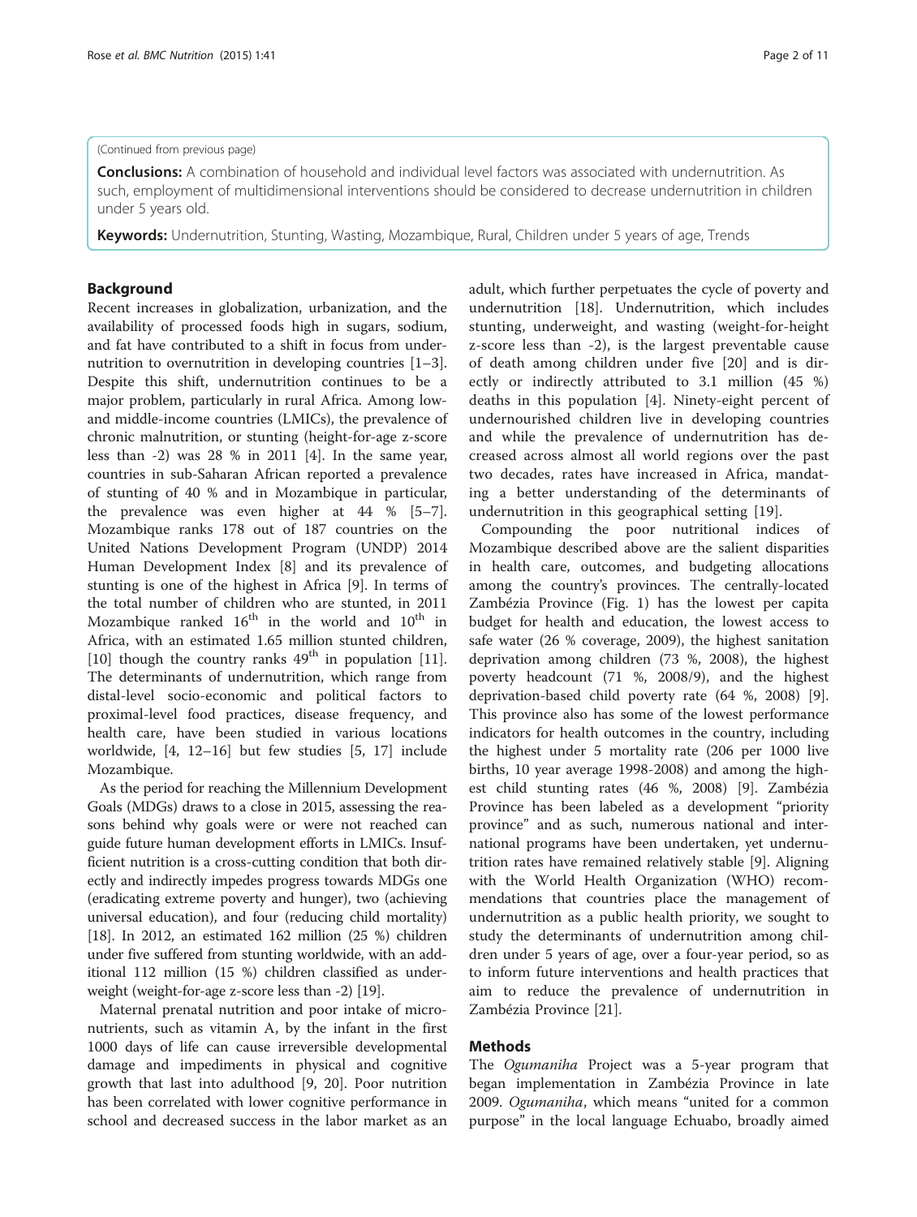(Continued from previous page)

**Conclusions:** A combination of household and individual level factors was associated with undernutrition. As such, employment of multidimensional interventions should be considered to decrease undernutrition in children under 5 years old.

**Keywords:** Undernutrition, Stunting, Wasting, Mozambique, Rural, Children under 5 years of age, Trends

## Background

Recent increases in globalization, urbanization, and the availability of processed foods high in sugars, sodium, and fat have contributed to a shift in focus from undernutrition to overnutrition in developing countries [1–3]. Despite this shift, undernutrition continues to be a major problem, particularly in rural Africa. Among low- and middle-income countries (LMICs), the prevalence of chronic malnutrition, or stunting (height-for-age z-score less than -2) was 28 % in 2011 [4]. In the same year, countries in sub-Saharan African reported a prevalence of stunting of 40 % and in Mozambique in particular, the prevalence was even higher at 44 % [5–7]. Mozambique ranks 178 out of 187 countries on the United Nations Development Program (UNDP) 2014 Human Development Index [8] and its prevalence of stunting is one of the highest in Africa [9]. In terms of the total number of children who are stunted, in 2011 Mozambique ranked 16th in the world and 10th in Africa, with an estimated 1.65 million stunted children, [10] though the country ranks 49th in population [11]. The determinants of undernutrition, which range from distal-level socio-economic and political factors to proximal-level food practices, disease frequency, and health care, have been studied in various locations worldwide, [4, 12–16] but few studies [5, 17] include Mozambique.

As the period for reaching the Millennium Development Goals (MDGs) draws to a close in 2015, assessing the reasons behind why goals were or were not reached can guide future human development efforts in LMICs. Insufficient nutrition is a cross-cutting condition that both directly and indirectly impedes progress towards MDGs one (eradicating extreme poverty and hunger), two (achieving universal education), and four (reducing child mortality) [18]. In 2012, an estimated 162 million (25 %) children under five suffered from stunting worldwide, with an additional 112 million (15 %) children classified as underweight (weight-for-age z-score less than -2) [19].

Maternal prenatal nutrition and poor intake of micronutrients, such as vitamin A, by the infant in the first 1000 days of life can cause irreversible developmental damage and impediments in physical and cognitive growth that last into adulthood [9, 20]. Poor nutrition has been correlated with lower cognitive performance in school and decreased success in the labor market as an adult, which further perpetuates the cycle of poverty and undernutrition [18]. Undernutrition, which includes stunting, underweight, and wasting (weight-for-height z-score less than -2), is the largest preventable cause of death among children under five [20] and is directly or indirectly attributed to 3.1 million (45 %) deaths in this population [4]. Ninety-eight percent of undernourished children live in developing countries and while the prevalence of undernutrition has decreased across almost all world regions over the past two decades, rates have increased in Africa, mandating a better understanding of the determinants of undernutrition in this geographical setting [19].

Compounding the poor nutritional indices of Mozambique described above are the salient disparities in health care, outcomes, and budgeting allocations among the country's provinces. The centrally-located Zambézia Province (Fig. 1) has the lowest per capita budget for health and education, the lowest access to safe water (26 % coverage, 2009), the highest sanitation deprivation among children (73 %, 2008), the highest poverty headcount (71 %, 2008/9), and the highest deprivation-based child poverty rate (64 %, 2008) [9]. This province also has some of the lowest performance indicators for health outcomes in the country, including the highest under 5 mortality rate (206 per 1000 live births, 10 year average 1998-2008) and among the highest child stunting rates (46 %, 2008) [9]. Zambézia Province has been labeled as a development "priority province" and as such, numerous national and international programs have been undertaken, yet undernutrition rates have remained relatively stable [9]. Aligning with the World Health Organization (WHO) recommendations that countries place the management of undernutrition as a public health priority, we sought to study the determinants of undernutrition among children under 5 years of age, over a four-year period, so as to inform future interventions and health practices that aim to reduce the prevalence of undernutrition in Zambézia Province [21].

## Methods

The *Ogumaniha* Project was a 5-year program that began implementation in Zambézia Province in late 2009. *Ogumaniha*, which means "united for a common purpose" in the local language Echuabo, broadly aimed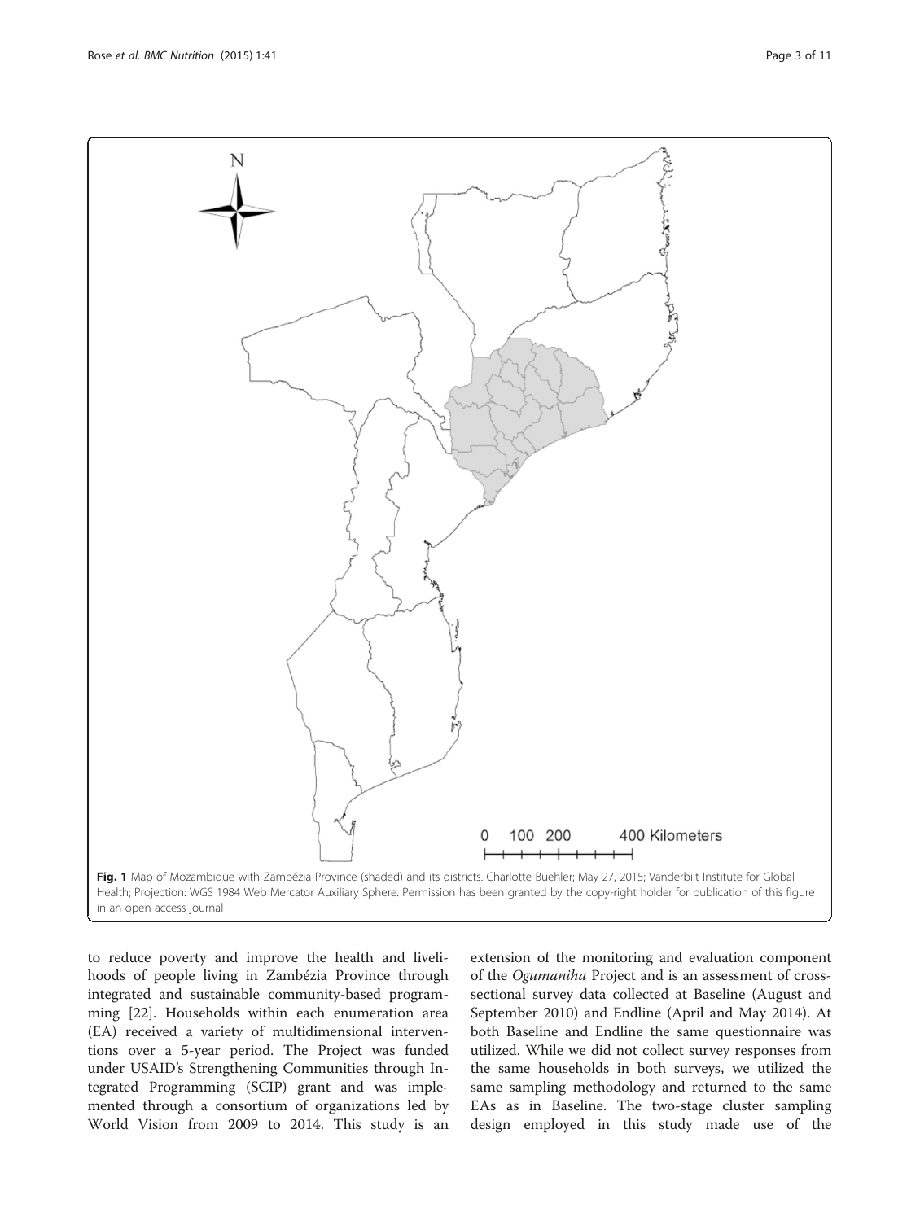Fig. 1 Map of Mozambique with Zambézia Province (shaded) and its districts. Charlotte Buehler; May 27, 2015; Vanderbilt Institute for Global Health; Projection: WGS 1984 Web Mercator Auxiliary Sphere. Permission has been granted by the copy-right holder for publication of this figure in an open access journal

to reduce poverty and improve the health and livelihoods of people living in Zambézia Province through integrated and sustainable community-based programming [22]. Households within each enumeration area (EA) received a variety of multidimensional interventions over a 5-year period. The Project was funded under USAID's Strengthening Communities through Integrated Programming (SCIP) grant and was implemented through a consortium of organizations led by World Vision from 2009 to 2014. This study is an extension of the monitoring and evaluation component of the *Ogumaniha* Project and is an assessment of cross-sectional survey data collected at Baseline (August and September 2010) and Endline (April and May 2014). At both Baseline and Endline the same questionnaire was utilized. While we did not collect survey responses from the same households in both surveys, we utilized the same sampling methodology and returned to the same EAs as in Baseline. The two-stage cluster sampling design employed in this study made use of the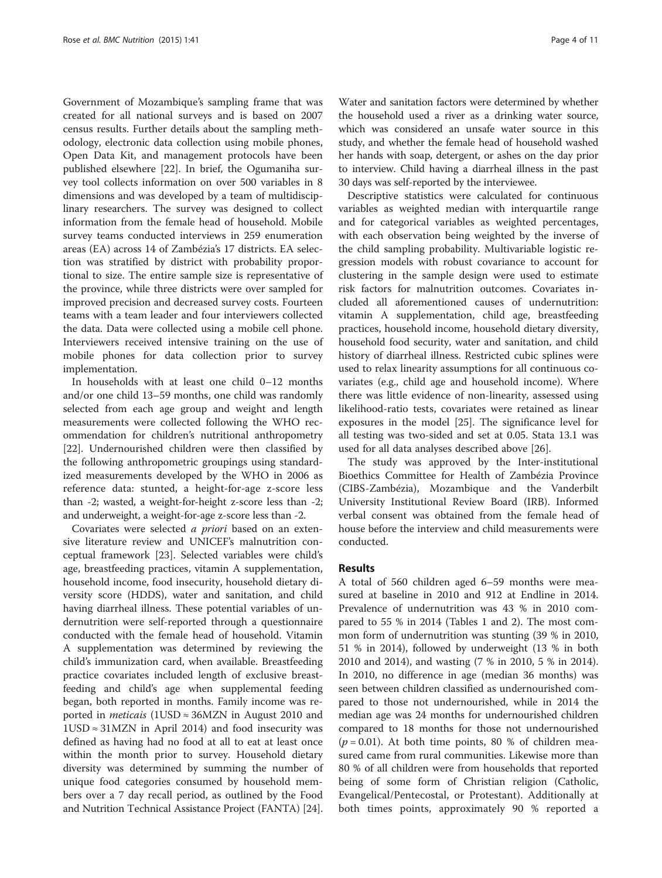Government of Mozambique's sampling frame that was created for all national surveys and is based on 2007 census results. Further details about the sampling methodology, electronic data collection using mobile phones, Open Data Kit, and management protocols have been published elsewhere [22]. In brief, the Ogumaniha survey tool collects information on over 500 variables in 8 dimensions and was developed by a team of multidisciplinary researchers. The survey was designed to collect information from the female head of household. Mobile survey teams conducted interviews in 259 enumeration areas (EA) across 14 of Zambézia's 17 districts. EA selection was stratified by district with probability proportional to size. The entire sample size is representative of the province, while three districts were over sampled for improved precision and decreased survey costs. Fourteen teams with a team leader and four interviewers collected the data. Data were collected using a mobile cell phone. Interviewers received intensive training on the use of mobile phones for data collection prior to survey implementation.

In households with at least one child 0–12 months and/or one child 13–59 months, one child was randomly selected from each age group and weight and length measurements were collected following the WHO recommendation for children's nutritional anthropometry [22]. Undernourished children were then classified by the following anthropometric groupings using standardized measurements developed by the WHO in 2006 as reference data: stunted, a height-for-age z-score less than -2; wasted, a weight-for-height z-score less than -2; and underweight, a weight-for-age z-score less than -2.

Covariates were selected *a priori* based on an extensive literature review and UNICEF's malnutrition conceptual framework [23]. Selected variables were child's age, breastfeeding practices, vitamin A supplementation, household income, food insecurity, household dietary diversity score (HDDS), water and sanitation, and child having diarrheal illness. These potential variables of undernutrition were self-reported through a questionnaire conducted with the female head of household. Vitamin A supplementation was determined by reviewing the child's immunization card, when available. Breastfeeding practice covariates included length of exclusive breastfeeding and child's age when supplemental feeding began, both reported in months. Family income was reported in *meticais* (1USD ≈ 36MZN in August 2010 and 1USD ≈ 31MZN in April 2014) and food insecurity was defined as having had no food at all to eat at least once within the month prior to survey. Household dietary diversity was determined by summing the number of unique food categories consumed by household members over a 7 day recall period, as outlined by the Food and Nutrition Technical Assistance Project (FANTA) [24]. Water and sanitation factors were determined by whether the household used a river as a drinking water source, which was considered an unsafe water source in this study, and whether the female head of household washed her hands with soap, detergent, or ashes on the day prior to interview. Child having a diarrheal illness in the past 30 days was self-reported by the interviewee.

Descriptive statistics were calculated for continuous variables as weighted median with interquartile range and for categorical variables as weighted percentages, with each observation being weighted by the inverse of the child sampling probability. Multivariable logistic regression models with robust covariance to account for clustering in the sample design were used to estimate risk factors for malnutrition outcomes. Covariates included all aforementioned causes of undernutrition: vitamin A supplementation, child age, breastfeeding practices, household income, household dietary diversity, household food security, water and sanitation, and child history of diarrheal illness. Restricted cubic splines were used to relax linearity assumptions for all continuous covariates (e.g., child age and household income). Where there was little evidence of non-linearity, assessed using likelihood-ratio tests, covariates were retained as linear exposures in the model [25]. The significance level for all testing was two-sided and set at 0.05. Stata 13.1 was used for all data analyses described above [26].

The study was approved by the Inter-institutional Bioethics Committee for Health of Zambézia Province (CIBS-Zambézia), Mozambique and the Vanderbilt University Institutional Review Board (IRB). Informed verbal consent was obtained from the female head of house before the interview and child measurements were conducted.

## Results

A total of 560 children aged 6–59 months were measured at baseline in 2010 and 912 at Endline in 2014. Prevalence of undernutrition was 43 % in 2010 compared to 55 % in 2014 (Tables 1 and 2). The most common form of undernutrition was stunting (39 % in 2010, 51 % in 2014), followed by underweight (13 % in both 2010 and 2014), and wasting (7 % in 2010, 5 % in 2014). In 2010, no difference in age (median 36 months) was seen between children classified as undernourished compared to those not undernourished, while in 2014 the median age was 24 months for undernourished children compared to 18 months for those not undernourished ($p = 0.01$). At both time points, 80 % of children measured came from rural communities. Likewise more than 80 % of all children were from households that reported being of some form of Christian religion (Catholic, Evangelical/Pentecostal, or Protestant). Additionally at both times points, approximately 90 % reported a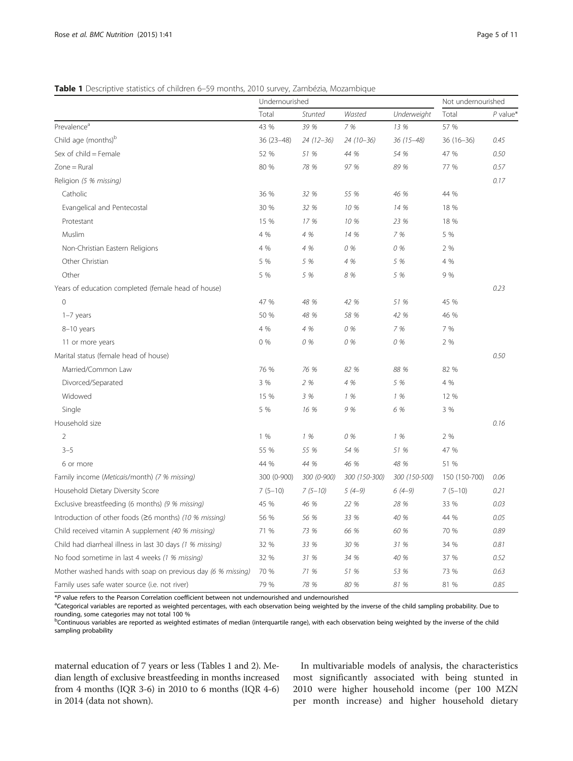**Table 1** Descriptive statistics of children 6–59 months, 2010 survey, Zambézia, Mozambique

| | Undernourished | | | | Not undernourished | |
|---|---|---|---|---|---|---|
| | Total | *Stunted* | *Wasted* | *Underweight* | Total | *P* value* |
| Prevalence[a] | 43 % | *39 %* | *7 %* | *13 %* | 57 % | |
| Child age (months)[b] | 36 (23–48) | *24 (12–36)* | *24 (10–36)* | *36 (15–48)* | 36 (16–36) | *0.45* |
| Sex of child = Female | 52 % | *51 %* | *44 %* | *54 %* | 47 % | *0.50* |
| Zone = Rural | 80 % | *78 %* | *97 %* | *89 %* | 77 % | *0.57* |
| Religion *(5 % missing)* | | | | | | *0.17* |
| Catholic | 36 % | *32 %* | *55 %* | *46 %* | 44 % | |
| Evangelical and Pentecostal | 30 % | *32 %* | *10 %* | *14 %* | 18 % | |
| Protestant | 15 % | *17 %* | *10 %* | *23 %* | 18 % | |
| Muslim | 4 % | *4 %* | *14 %* | *7 %* | 5 % | |
| Non-Christian Eastern Religions | 4 % | *4 %* | *0 %* | *0 %* | 2 % | |
| Other Christian | 5 % | *5 %* | *4 %* | *5 %* | 4 % | |
| Other | 5 % | *5 %* | *8 %* | *5 %* | 9 % | |
| Years of education completed (female head of house) | | | | | | *0.23* |
| 0 | 47 % | *48 %* | *42 %* | *51 %* | 45 % | |
| 1–7 years | 50 % | *48 %* | *58 %* | *42 %* | 46 % | |
| 8–10 years | 4 % | *4 %* | *0 %* | *7 %* | 7 % | |
| 11 or more years | 0 % | *0 %* | *0 %* | *0 %* | 2 % | |
| Marital status (female head of house) | | | | | | *0.50* |
| Married/Common Law | 76 % | *76 %* | *82 %* | *88 %* | 82 % | |
| Divorced/Separated | 3 % | *2 %* | *4 %* | *5 %* | 4 % | |
| Widowed | 15 % | *3 %* | *1 %* | *1 %* | 12 % | |
| Single | 5 % | *16 %* | *9 %* | *6 %* | 3 % | |
| Household size | | | | | | *0.16* |
| 2 | 1 % | *1 %* | *0 %* | *1 %* | 2 % | |
| 3–5 | 55 % | *55 %* | *54 %* | *51 %* | 47 % | |
| 6 or more | 44 % | *44 %* | *46 %* | *48 %* | 51 % | |
| Family income (*Meticais*/month) *(7 % missing)* | 300 (0-900) | *300 (0-900)* | *300 (150-300)* | *300 (150-500)* | 150 (150-700) | *0.06* |
| Household Dietary Diversity Score | 7 (5–10) | *7 (5–10)* | *5 (4–9)* | *6 (4–9)* | 7 (5–10) | *0.21* |
| Exclusive breastfeeding (6 months) *(9 % missing)* | 45 % | *46 %* | *22 %* | *28 %* | 33 % | *0.03* |
| Introduction of other foods (≥6 months) *(10 % missing)* | 56 % | *56 %* | *33 %* | *40 %* | 44 % | *0.05* |
| Child received vitamin A supplement *(40 % missing)* | 71 % | *73 %* | *66 %* | *60 %* | 70 % | *0.89* |
| Child had diarrheal illness in last 30 days *(1 % missing)* | 32 % | *33 %* | *30 %* | *31 %* | 34 % | *0.81* |
| No food sometime in last 4 weeks *(1 % missing)* | 32 % | *31 %* | *34 %* | *40 %* | 37 % | *0.52* |
| Mother washed hands with soap on previous day *(6 % missing)* | 70 % | *71 %* | *51 %* | *53 %* | 73 % | *0.63* |
| Family uses safe water source (i.e. not river) | 79 % | *78 %* | *80 %* | *81 %* | 81 % | *0.85* |

**P* value refers to the Pearson Correlation coefficient between not undernourished and undernourished
[a]Categorical variables are reported as weighted percentages, with each observation being weighted by the inverse of the child sampling probability. Due to rounding, some categories may not total 100 %
[b]Continuous variables are reported as weighted estimates of median (interquartile range), with each observation being weighted by the inverse of the child sampling probability

maternal education of 7 years or less (Tables 1 and 2). Median length of exclusive breastfeeding in months increased from 4 months (IQR 3-6) in 2010 to 6 months (IQR 4-6) in 2014 (data not shown).

In multivariable models of analysis, the characteristics most significantly associated with being stunted in 2010 were higher household income (per 100 MZN per month increase) and higher household dietary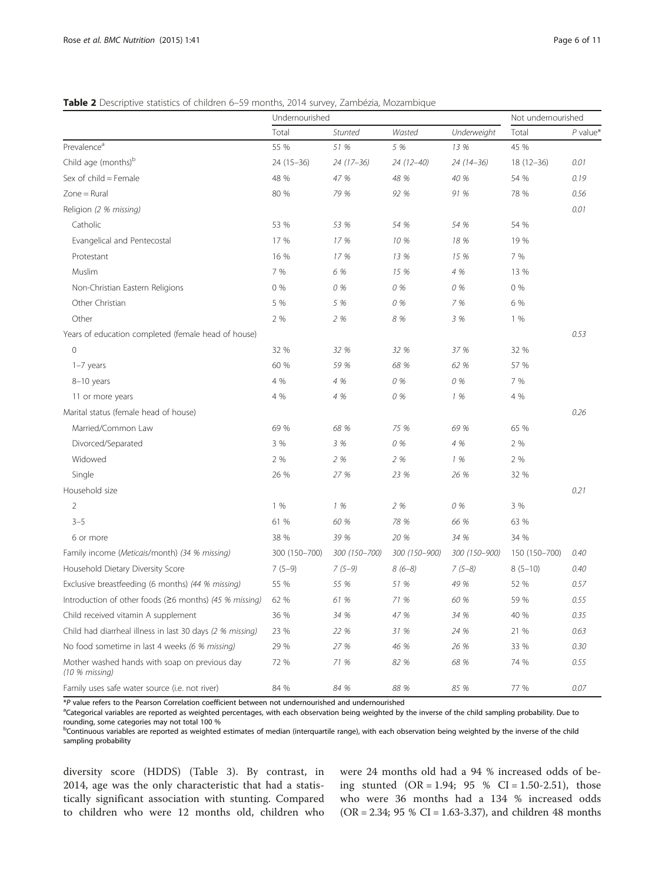**Table 2** Descriptive statistics of children 6–59 months, 2014 survey, Zambézia, Mozambique

| | Undernourished | | | | Not undernourished | |
|---|---|---|---|---|---|---|
| | Total | *Stunted* | *Wasted* | *Underweight* | Total | *P* value* |
| Prevalence[a] | 55 % | *51 %* | *5 %* | *13 %* | 45 % | |
| Child age (months)[b] | 24 (15–36) | *24 (17–36)* | *24 (12–40)* | *24 (14–36)* | 18 (12–36) | *0.01* |
| Sex of child = Female | 48 % | *47 %* | *48 %* | *40 %* | 54 % | *0.19* |
| Zone = Rural | 80 % | *79 %* | *92 %* | *91 %* | 78 % | *0.56* |
| Religion *(2 % missing)* | | | | | | *0.01* |
| Catholic | 53 % | *53 %* | *54 %* | *54 %* | 54 % | |
| Evangelical and Pentecostal | 17 % | *17 %* | *10 %* | *18 %* | 19 % | |
| Protestant | 16 % | *17 %* | *13 %* | *15 %* | 7 % | |
| Muslim | 7 % | *6 %* | *15 %* | *4 %* | 13 % | |
| Non-Christian Eastern Religions | 0 % | *0 %* | *0 %* | *0 %* | 0 % | |
| Other Christian | 5 % | *5 %* | *0 %* | *7 %* | 6 % | |
| Other | 2 % | *2 %* | *8 %* | *3 %* | 1 % | |
| Years of education completed (female head of house) | | | | | | *0.53* |
| 0 | 32 % | *32 %* | *32 %* | *37 %* | 32 % | |
| 1–7 years | 60 % | *59 %* | *68 %* | *62 %* | 57 % | |
| 8–10 years | 4 % | *4 %* | *0 %* | *0 %* | 7 % | |
| 11 or more years | 4 % | *4 %* | *0 %* | *1 %* | 4 % | |
| Marital status (female head of house) | | | | | | *0.26* |
| Married/Common Law | 69 % | *68 %* | *75 %* | *69 %* | 65 % | |
| Divorced/Separated | 3 % | *3 %* | *0 %* | *4 %* | 2 % | |
| Widowed | 2 % | *2 %* | *2 %* | *1 %* | 2 % | |
| Single | 26 % | *27 %* | *23 %* | *26 %* | 32 % | |
| Household size | | | | | | *0.21* |
| 2 | 1 % | *1 %* | *2 %* | *0 %* | 3 % | |
| 3–5 | 61 % | *60 %* | *78 %* | *66 %* | 63 % | |
| 6 or more | 38 % | *39 %* | *20 %* | *34 %* | 34 % | |
| Family income (*Meticais*/month) *(34 % missing)* | 300 (150–700) | *300 (150–700)* | *300 (150–900)* | *300 (150–900)* | 150 (150–700) | *0.40* |
| Household Dietary Diversity Score | 7 (5–9) | *7 (5–9)* | *8 (6–8)* | *7 (5–8)* | 8 (5–10) | *0.40* |
| Exclusive breastfeeding (6 months) *(44 % missing)* | 55 % | *55 %* | *51 %* | *49 %* | 52 % | *0.57* |
| Introduction of other foods (≥6 months) *(45 % missing)* | 62 % | *61 %* | *71 %* | *60 %* | 59 % | *0.55* |
| Child received vitamin A supplement | 36 % | *34 %* | *47 %* | *34 %* | 40 % | *0.35* |
| Child had diarrheal illness in last 30 days *(2 % missing)* | 23 % | *22 %* | *31 %* | *24 %* | 21 % | *0.63* |
| No food sometime in last 4 weeks *(6 % missing)* | 29 % | *27 %* | *46 %* | *26 %* | 33 % | *0.30* |
| Mother washed hands with soap on previous day *(10 % missing)* | 72 % | *71 %* | *82 %* | *68 %* | 74 % | *0.55* |
| Family uses safe water source (i.e. not river) | 84 % | *84 %* | *88 %* | *85 %* | 77 % | *0.07* |

*\*P* value refers to the Pearson Correlation coefficient between not undernourished and undernourished

[a]Categorical variables are reported as weighted percentages, with each observation being weighted by the inverse of the child sampling probability. Due to rounding, some categories may not total 100 %

[b]Continuous variables are reported as weighted estimates of median (interquartile range), with each observation being weighted by the inverse of the child sampling probability

diversity score (HDDS) (Table 3). By contrast, in 2014, age was the only characteristic that had a statistically significant association with stunting. Compared to children who were 12 months old, children who were 24 months old had a 94 % increased odds of being stunted (OR = 1.94; 95 % CI = 1.50-2.51), those who were 36 months had a 134 % increased odds (OR = 2.34; 95 % CI = 1.63-3.37), and children 48 months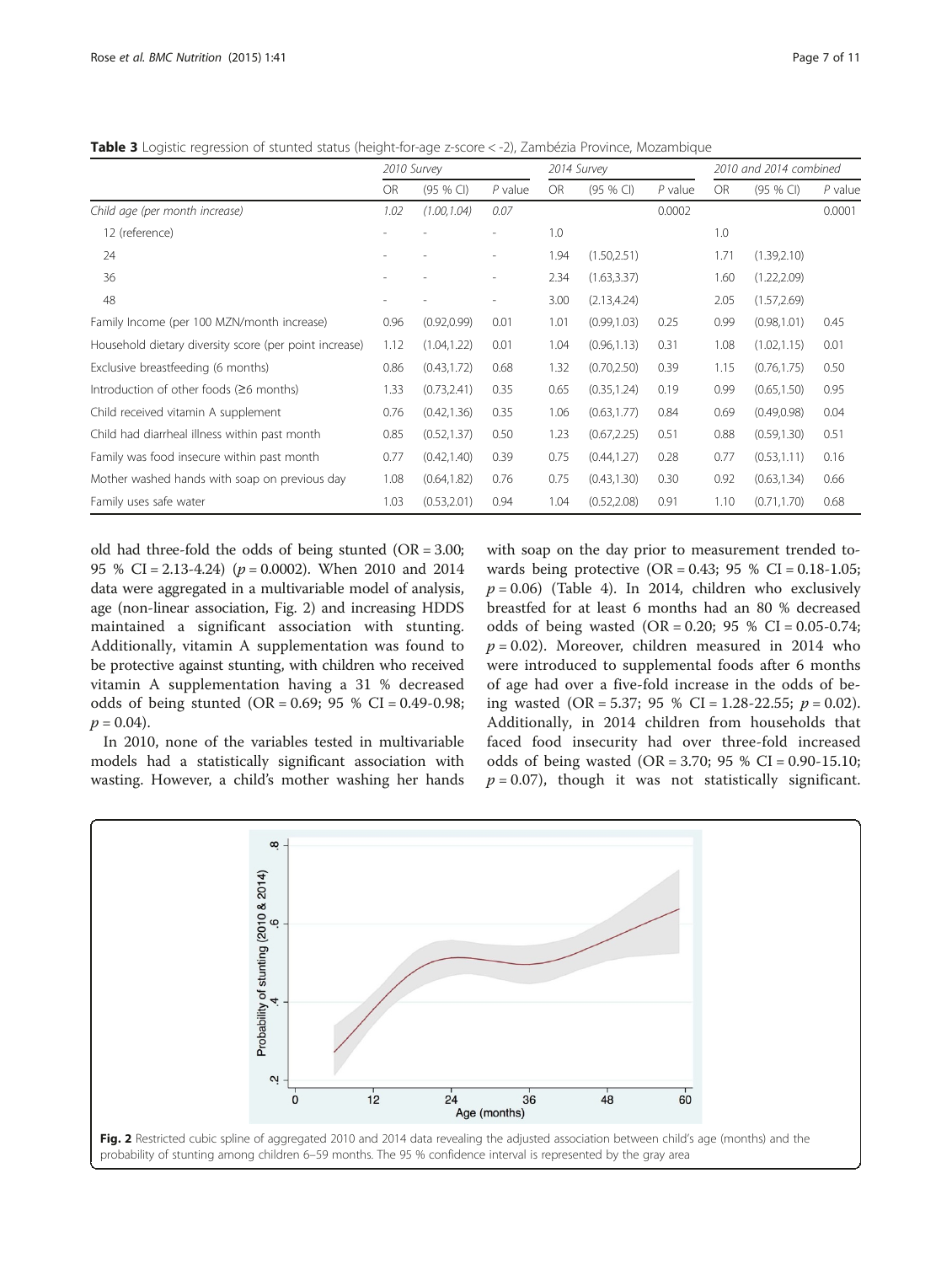**Table 3** Logistic regression of stunted status (height-for-age z-score < -2), Zambézia Province, Mozambique

| | 2010 Survey | | | 2014 Survey | | | 2010 and 2014 combined | | |
|---|---|---|---|---|---|---|---|---|---|
| | OR | (95 % CI) | P value | OR | (95 % CI) | P value | OR | (95 % CI) | P value |
| *Child age (per month increase)* | *1.02* | *(1.00,1.04)* | *0.07* | | | 0.0002 | | | 0.0001 |
| 12 (reference) | - | - | - | 1.0 | | | 1.0 | | |
| 24 | - | - | - | 1.94 | (1.50,2.51) | | 1.71 | (1.39,2.10) | |
| 36 | - | - | - | 2.34 | (1.63,3.37) | | 1.60 | (1.22,2.09) | |
| 48 | - | - | - | 3.00 | (2.13,4.24) | | 2.05 | (1.57,2.69) | |
| Family Income (per 100 MZN/month increase) | 0.96 | (0.92,0.99) | 0.01 | 1.01 | (0.99,1.03) | 0.25 | 0.99 | (0.98,1.01) | 0.45 |
| Household dietary diversity score (per point increase) | 1.12 | (1.04,1.22) | 0.01 | 1.04 | (0.96,1.13) | 0.31 | 1.08 | (1.02,1.15) | 0.01 |
| Exclusive breastfeeding (6 months) | 0.86 | (0.43,1.72) | 0.68 | 1.32 | (0.70,2.50) | 0.39 | 1.15 | (0.76,1.75) | 0.50 |
| Introduction of other foods (≥6 months) | 1.33 | (0.73,2.41) | 0.35 | 0.65 | (0.35,1.24) | 0.19 | 0.99 | (0.65,1.50) | 0.95 |
| Child received vitamin A supplement | 0.76 | (0.42,1.36) | 0.35 | 1.06 | (0.63,1.77) | 0.84 | 0.69 | (0.49,0.98) | 0.04 |
| Child had diarrheal illness within past month | 0.85 | (0.52,1.37) | 0.50 | 1.23 | (0.67,2.25) | 0.51 | 0.88 | (0.59,1.30) | 0.51 |
| Family was food insecure within past month | 0.77 | (0.42,1.40) | 0.39 | 0.75 | (0.44,1.27) | 0.28 | 0.77 | (0.53,1.11) | 0.16 |
| Mother washed hands with soap on previous day | 1.08 | (0.64,1.82) | 0.76 | 0.75 | (0.43,1.30) | 0.30 | 0.92 | (0.63,1.34) | 0.66 |
| Family uses safe water | 1.03 | (0.53,2.01) | 0.94 | 1.04 | (0.52,2.08) | 0.91 | 1.10 | (0.71,1.70) | 0.68 |

old had three-fold the odds of being stunted (OR = 3.00; 95 % CI = 2.13-4.24) ($p = 0.0002$). When 2010 and 2014 data were aggregated in a multivariable model of analysis, age (non-linear association, Fig. 2) and increasing HDDS maintained a significant association with stunting. Additionally, vitamin A supplementation was found to be protective against stunting, with children who received vitamin A supplementation having a 31 % decreased odds of being stunted (OR = 0.69; 95 % CI = 0.49-0.98; $p = 0.04$).

In 2010, none of the variables tested in multivariable models had a statistically significant association with wasting. However, a child's mother washing her hands with soap on the day prior to measurement trended towards being protective (OR = 0.43; 95 % CI = 0.18-1.05; $p = 0.06$) (Table 4). In 2014, children who exclusively breastfed for at least 6 months had an 80 % decreased odds of being wasted (OR = 0.20; 95 % CI = 0.05-0.74; $p = 0.02$). Moreover, children measured in 2014 who were introduced to supplemental foods after 6 months of age had over a five-fold increase in the odds of being wasted (OR = 5.37; 95 % CI = 1.28-22.55; $p = 0.02$). Additionally, in 2014 children from households that faced food insecurity had over three-fold increased odds of being wasted (OR = 3.70; 95 % CI = 0.90-15.10; $p = 0.07$), though it was not statistically significant.

**Fig. 2** Restricted cubic spline of aggregated 2010 and 2014 data revealing the adjusted association between child's age (months) and the probability of stunting among children 6–59 months. The 95 % confidence interval is represented by the gray area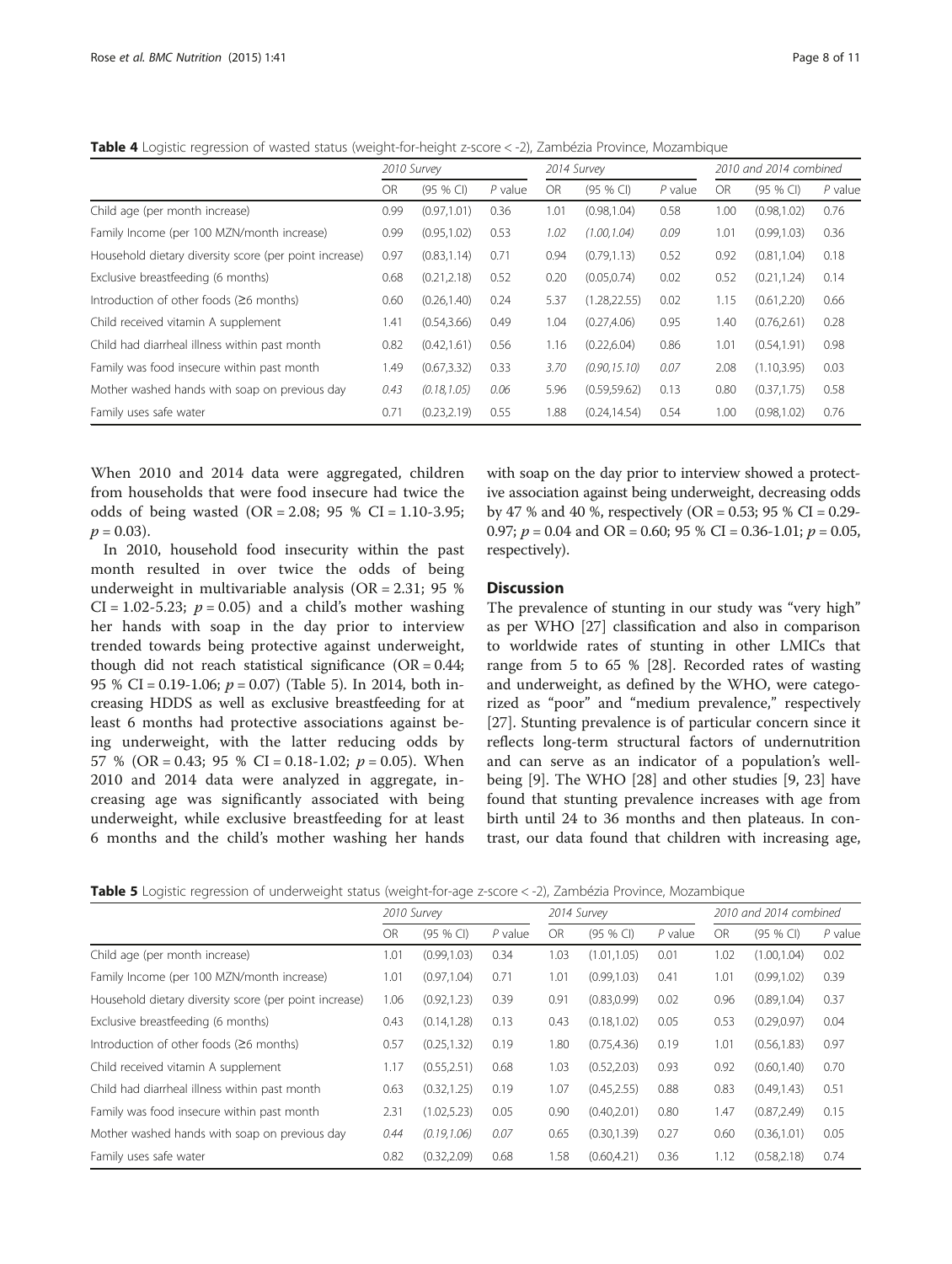**Table 4** Logistic regression of wasted status (weight-for-height z-score < -2), Zambézia Province, Mozambique

| | 2010 Survey | | | 2014 Survey | | | 2010 and 2014 combined | | |
|---|---|---|---|---|---|---|---|---|---|
| | OR | (95 % CI) | *P* value | OR | (95 % CI) | *P* value | OR | (95 % CI) | *P* value |
| Child age (per month increase) | 0.99 | (0.97,1.01) | 0.36 | 1.01 | (0.98,1.04) | 0.58 | 1.00 | (0.98,1.02) | 0.76 |
| Family Income (per 100 MZN/month increase) | 0.99 | (0.95,1.02) | 0.53 | *1.02* | *(1.00,1.04)* | *0.09* | 1.01 | (0.99,1.03) | 0.36 |
| Household dietary diversity score (per point increase) | 0.97 | (0.83,1.14) | 0.71 | 0.94 | (0.79,1.13) | 0.52 | 0.92 | (0.81,1.04) | 0.18 |
| Exclusive breastfeeding (6 months) | 0.68 | (0.21,2.18) | 0.52 | 0.20 | (0.05,0.74) | 0.02 | 0.52 | (0.21,1.24) | 0.14 |
| Introduction of other foods (≥6 months) | 0.60 | (0.26,1.40) | 0.24 | 5.37 | (1.28,22.55) | 0.02 | 1.15 | (0.61,2.20) | 0.66 |
| Child received vitamin A supplement | 1.41 | (0.54,3.66) | 0.49 | 1.04 | (0.27,4.06) | 0.95 | 1.40 | (0.76,2.61) | 0.28 |
| Child had diarrheal illness within past month | 0.82 | (0.42,1.61) | 0.56 | 1.16 | (0.22,6.04) | 0.86 | 1.01 | (0.54,1.91) | 0.98 |
| Family was food insecure within past month | 1.49 | (0.67,3.32) | 0.33 | *3.70* | *(0.90,15.10)* | *0.07* | 2.08 | (1.10,3.95) | 0.03 |
| Mother washed hands with soap on previous day | *0.43* | *(0.18,1.05)* | *0.06* | 5.96 | (0.59,59.62) | 0.13 | 0.80 | (0.37,1.75) | 0.58 |
| Family uses safe water | 0.71 | (0.23,2.19) | 0.55 | 1.88 | (0.24,14.54) | 0.54 | 1.00 | (0.98,1.02) | 0.76 |

When 2010 and 2014 data were aggregated, children from households that were food insecure had twice the odds of being wasted (OR = 2.08; 95 % CI = 1.10-3.95; $p = 0.03$).

In 2010, household food insecurity within the past month resulted in over twice the odds of being underweight in multivariable analysis (OR = 2.31; 95 % CI = 1.02-5.23; $p = 0.05$) and a child's mother washing her hands with soap in the day prior to interview trended towards being protective against underweight, though did not reach statistical significance (OR = 0.44; 95 % CI = 0.19-1.06; $p = 0.07$) (Table 5). In 2014, both increasing HDDS as well as exclusive breastfeeding for at least 6 months had protective associations against being underweight, with the latter reducing odds by 57 % (OR = 0.43; 95 % CI = 0.18-1.02; $p = 0.05$). When 2010 and 2014 data were analyzed in aggregate, increasing age was significantly associated with being underweight, while exclusive breastfeeding for at least 6 months and the child's mother washing her hands with soap on the day prior to interview showed a protective association against being underweight, decreasing odds by 47 % and 40 %, respectively (OR = 0.53; 95 % CI = 0.29-0.97; $p = 0.04$ and OR = 0.60; 95 % CI = 0.36-1.01; $p = 0.05$, respectively).

## Discussion

The prevalence of stunting in our study was "very high" as per WHO [27] classification and also in comparison to worldwide rates of stunting in other LMICs that range from 5 to 65 % [28]. Recorded rates of wasting and underweight, as defined by the WHO, were categorized as "poor" and "medium prevalence," respectively [27]. Stunting prevalence is of particular concern since it reflects long-term structural factors of undernutrition and can serve as an indicator of a population's well-being [9]. The WHO [28] and other studies [9, 23] have found that stunting prevalence increases with age from birth until 24 to 36 months and then plateaus. In contrast, our data found that children with increasing age,

**Table 5** Logistic regression of underweight status (weight-for-age z-score < -2), Zambézia Province, Mozambique

| | 2010 Survey | | | 2014 Survey | | | 2010 and 2014 combined | | |
|---|---|---|---|---|---|---|---|---|---|
| | OR | (95 % CI) | *P* value | OR | (95 % CI) | *P* value | OR | (95 % CI) | *P* value |
| Child age (per month increase) | 1.01 | (0.99,1.03) | 0.34 | 1.03 | (1.01,1.05) | 0.01 | 1.02 | (1.00,1.04) | 0.02 |
| Family Income (per 100 MZN/month increase) | 1.01 | (0.97,1.04) | 0.71 | 1.01 | (0.99,1.03) | 0.41 | 1.01 | (0.99,1.02) | 0.39 |
| Household dietary diversity score (per point increase) | 1.06 | (0.92,1.23) | 0.39 | 0.91 | (0.83,0.99) | 0.02 | 0.96 | (0.89,1.04) | 0.37 |
| Exclusive breastfeeding (6 months) | 0.43 | (0.14,1.28) | 0.13 | 0.43 | (0.18,1.02) | 0.05 | 0.53 | (0.29,0.97) | 0.04 |
| Introduction of other foods (≥6 months) | 0.57 | (0.25,1.32) | 0.19 | 1.80 | (0.75,4.36) | 0.19 | 1.01 | (0.56,1.83) | 0.97 |
| Child received vitamin A supplement | 1.17 | (0.55,2.51) | 0.68 | 1.03 | (0.52,2.03) | 0.93 | 0.92 | (0.60,1.40) | 0.70 |
| Child had diarrheal illness within past month | 0.63 | (0.32,1.25) | 0.19 | 1.07 | (0.45,2.55) | 0.88 | 0.83 | (0.49,1.43) | 0.51 |
| Family was food insecure within past month | 2.31 | (1.02,5.23) | 0.05 | 0.90 | (0.40,2.01) | 0.80 | 1.47 | (0.87,2.49) | 0.15 |
| Mother washed hands with soap on previous day | *0.44* | *(0.19,1.06)* | *0.07* | 0.65 | (0.30,1.39) | 0.27 | 0.60 | (0.36,1.01) | 0.05 |
| Family uses safe water | 0.82 | (0.32,2.09) | 0.68 | 1.58 | (0.60,4.21) | 0.36 | 1.12 | (0.58,2.18) | 0.74 |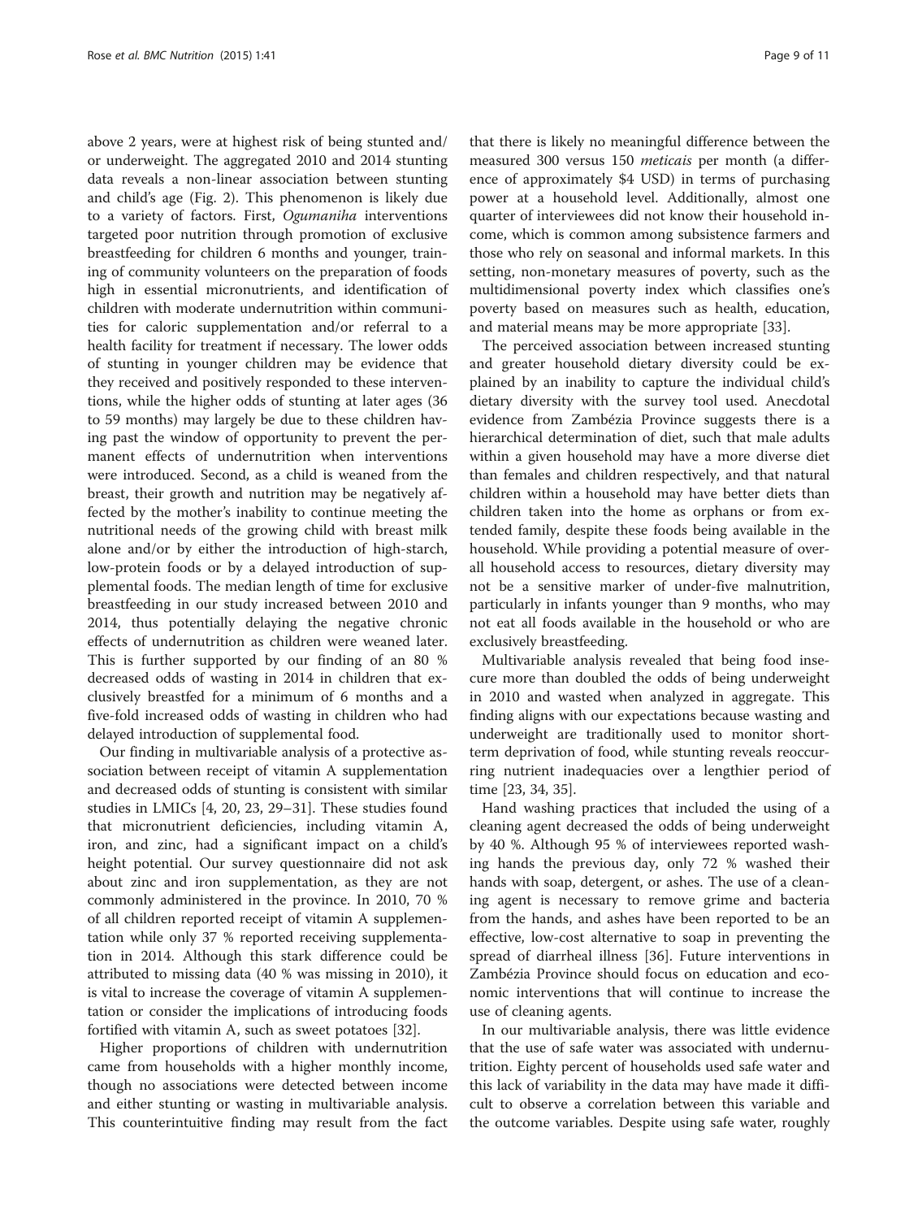above 2 years, were at highest risk of being stunted and/or underweight. The aggregated 2010 and 2014 stunting data reveals a non-linear association between stunting and child's age (Fig. 2). This phenomenon is likely due to a variety of factors. First, *Ogumaniha* interventions targeted poor nutrition through promotion of exclusive breastfeeding for children 6 months and younger, training of community volunteers on the preparation of foods high in essential micronutrients, and identification of children with moderate undernutrition within communities for caloric supplementation and/or referral to a health facility for treatment if necessary. The lower odds of stunting in younger children may be evidence that they received and positively responded to these interventions, while the higher odds of stunting at later ages (36 to 59 months) may largely be due to these children having past the window of opportunity to prevent the permanent effects of undernutrition when interventions were introduced. Second, as a child is weaned from the breast, their growth and nutrition may be negatively affected by the mother's inability to continue meeting the nutritional needs of the growing child with breast milk alone and/or by either the introduction of high-starch, low-protein foods or by a delayed introduction of supplemental foods. The median length of time for exclusive breastfeeding in our study increased between 2010 and 2014, thus potentially delaying the negative chronic effects of undernutrition as children were weaned later. This is further supported by our finding of an 80 % decreased odds of wasting in 2014 in children that exclusively breastfed for a minimum of 6 months and a five-fold increased odds of wasting in children who had delayed introduction of supplemental food.

Our finding in multivariable analysis of a protective association between receipt of vitamin A supplementation and decreased odds of stunting is consistent with similar studies in LMICs [4, 20, 23, 29–31]. These studies found that micronutrient deficiencies, including vitamin A, iron, and zinc, had a significant impact on a child's height potential. Our survey questionnaire did not ask about zinc and iron supplementation, as they are not commonly administered in the province. In 2010, 70 % of all children reported receipt of vitamin A supplementation while only 37 % reported receiving supplementation in 2014. Although this stark difference could be attributed to missing data (40 % was missing in 2010), it is vital to increase the coverage of vitamin A supplementation or consider the implications of introducing foods fortified with vitamin A, such as sweet potatoes [32].

Higher proportions of children with undernutrition came from households with a higher monthly income, though no associations were detected between income and either stunting or wasting in multivariable analysis. This counterintuitive finding may result from the fact that there is likely no meaningful difference between the measured 300 versus 150 *meticais* per month (a difference of approximately $4 USD) in terms of purchasing power at a household level. Additionally, almost one quarter of interviewees did not know their household income, which is common among subsistence farmers and those who rely on seasonal and informal markets. In this setting, non-monetary measures of poverty, such as the multidimensional poverty index which classifies one's poverty based on measures such as health, education, and material means may be more appropriate [33].

The perceived association between increased stunting and greater household dietary diversity could be explained by an inability to capture the individual child's dietary diversity with the survey tool used. Anecdotal evidence from Zambézia Province suggests there is a hierarchical determination of diet, such that male adults within a given household may have a more diverse diet than females and children respectively, and that natural children within a household may have better diets than children taken into the home as orphans or from extended family, despite these foods being available in the household. While providing a potential measure of overall household access to resources, dietary diversity may not be a sensitive marker of under-five malnutrition, particularly in infants younger than 9 months, who may not eat all foods available in the household or who are exclusively breastfeeding.

Multivariable analysis revealed that being food insecure more than doubled the odds of being underweight in 2010 and wasted when analyzed in aggregate. This finding aligns with our expectations because wasting and underweight are traditionally used to monitor short-term deprivation of food, while stunting reveals reoccurring nutrient inadequacies over a lengthier period of time [23, 34, 35].

Hand washing practices that included the using of a cleaning agent decreased the odds of being underweight by 40 %. Although 95 % of interviewees reported washing hands the previous day, only 72 % washed their hands with soap, detergent, or ashes. The use of a cleaning agent is necessary to remove grime and bacteria from the hands, and ashes have been reported to be an effective, low-cost alternative to soap in preventing the spread of diarrheal illness [36]. Future interventions in Zambézia Province should focus on education and economic interventions that will continue to increase the use of cleaning agents.

In our multivariable analysis, there was little evidence that the use of safe water was associated with undernutrition. Eighty percent of households used safe water and this lack of variability in the data may have made it difficult to observe a correlation between this variable and the outcome variables. Despite using safe water, roughly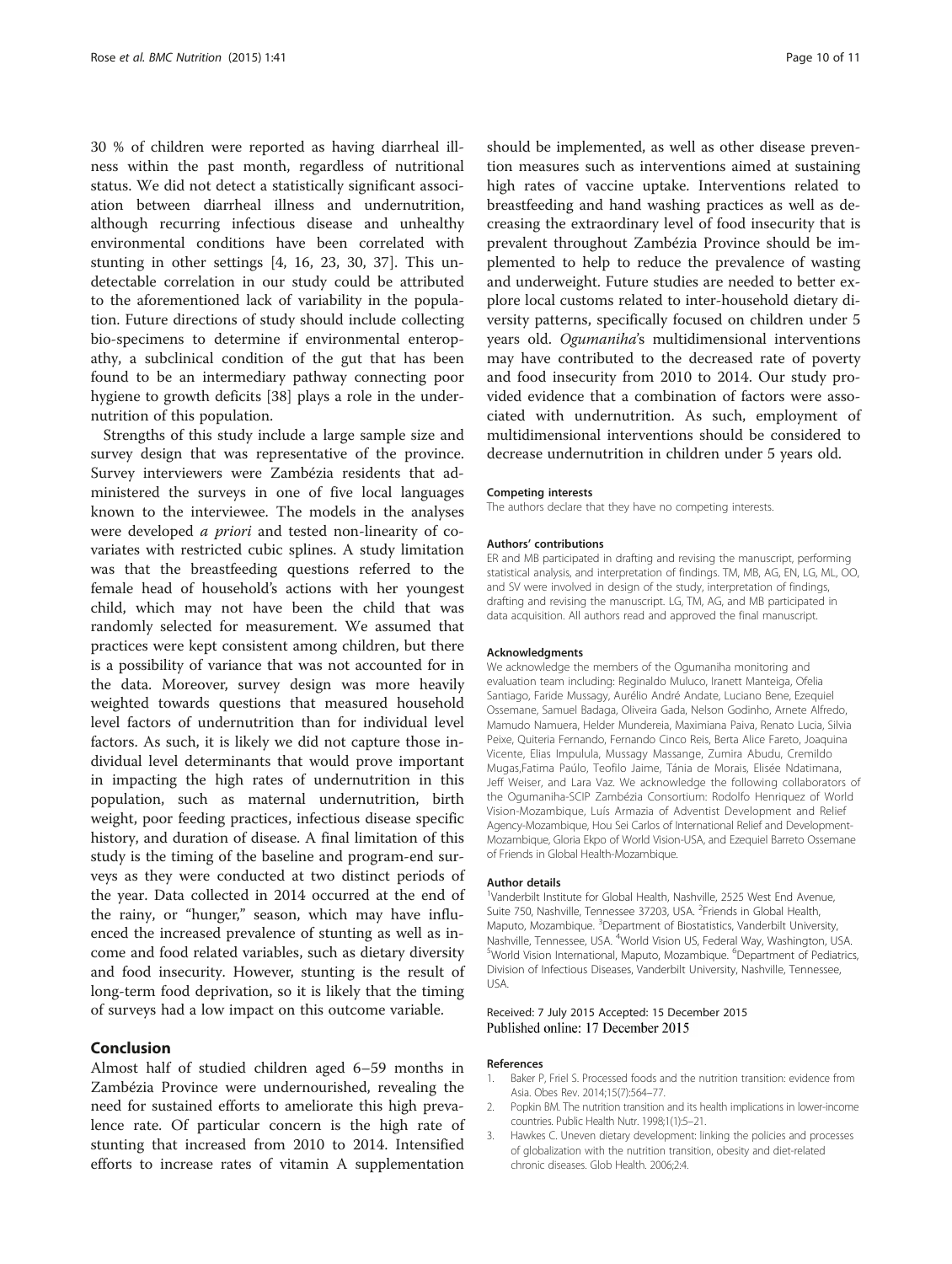30 % of children were reported as having diarrheal illness within the past month, regardless of nutritional status. We did not detect a statistically significant association between diarrheal illness and undernutrition, although recurring infectious disease and unhealthy environmental conditions have been correlated with stunting in other settings [4, 16, 23, 30, 37]. This undetectable correlation in our study could be attributed to the aforementioned lack of variability in the population. Future directions of study should include collecting bio-specimens to determine if environmental enteropathy, a subclinical condition of the gut that has been found to be an intermediary pathway connecting poor hygiene to growth deficits [38] plays a role in the undernutrition of this population.

Strengths of this study include a large sample size and survey design that was representative of the province. Survey interviewers were Zambézia residents that administered the surveys in one of five local languages known to the interviewee. The models in the analyses were developed *a priori* and tested non-linearity of covariates with restricted cubic splines. A study limitation was that the breastfeeding questions referred to the female head of household's actions with her youngest child, which may not have been the child that was randomly selected for measurement. We assumed that practices were kept consistent among children, but there is a possibility of variance that was not accounted for in the data. Moreover, survey design was more heavily weighted towards questions that measured household level factors of undernutrition than for individual level factors. As such, it is likely we did not capture those individual level determinants that would prove important in impacting the high rates of undernutrition in this population, such as maternal undernutrition, birth weight, poor feeding practices, infectious disease specific history, and duration of disease. A final limitation of this study is the timing of the baseline and program-end surveys as they were conducted at two distinct periods of the year. Data collected in 2014 occurred at the end of the rainy, or "hunger," season, which may have influenced the increased prevalence of stunting as well as income and food related variables, such as dietary diversity and food insecurity. However, stunting is the result of long-term food deprivation, so it is likely that the timing of surveys had a low impact on this outcome variable.

## Conclusion

Almost half of studied children aged 6–59 months in Zambézia Province were undernourished, revealing the need for sustained efforts to ameliorate this high prevalence rate. Of particular concern is the high rate of stunting that increased from 2010 to 2014. Intensified efforts to increase rates of vitamin A supplementation should be implemented, as well as other disease prevention measures such as interventions aimed at sustaining high rates of vaccine uptake. Interventions related to breastfeeding and hand washing practices as well as decreasing the extraordinary level of food insecurity that is prevalent throughout Zambézia Province should be implemented to help to reduce the prevalence of wasting and underweight. Future studies are needed to better explore local customs related to inter-household dietary diversity patterns, specifically focused on children under 5 years old. *Ogumaniha*'s multidimensional interventions may have contributed to the decreased rate of poverty and food insecurity from 2010 to 2014. Our study provided evidence that a combination of factors were associated with undernutrition. As such, employment of multidimensional interventions should be considered to decrease undernutrition in children under 5 years old.

#### Competing interests

The authors declare that they have no competing interests.

#### Authors' contributions

ER and MB participated in drafting and revising the manuscript, performing statistical analysis, and interpretation of findings. TM, MB, AG, EN, LG, ML, OO, and SV were involved in design of the study, interpretation of findings, drafting and revising the manuscript. LG, TM, AG, and MB participated in data acquisition. All authors read and approved the final manuscript.

#### Acknowledgments

We acknowledge the members of the Ogumaniha monitoring and evaluation team including: Reginaldo Muluco, Iranett Manteiga, Ofelia Santiago, Faride Mussagy, Aurélio André Andate, Luciano Bene, Ezequiel Ossemane, Samuel Badaga, Oliveira Gada, Nelson Godinho, Arnete Alfredo, Mamudo Namuera, Helder Mundereia, Maximiana Paiva, Renato Lucia, Silvia Peixe, Quiteria Fernando, Fernando Cinco Reis, Berta Alice Fareto, Joaquina Vicente, Elias Impulula, Mussagy Massange, Zumira Abudu, Cremildo Mugas,Fatima Paúlo, Teofilo Jaime, Tánia de Morais, Elisée Ndatimana, Jeff Weiser, and Lara Vaz. We acknowledge the following collaborators of the Ogumaniha-SCIP Zambézia Consortium: Rodolfo Henriquez of World Vision-Mozambique, Luís Armazia of Adventist Development and Relief Agency-Mozambique, Hou Sei Carlos of International Relief and Development-Mozambique, Gloria Ekpo of World Vision-USA, and Ezequiel Barreto Ossemane of Friends in Global Health-Mozambique.

#### Author details

[1]Vanderbilt Institute for Global Health, Nashville, 2525 West End Avenue, Suite 750, Nashville, Tennessee 37203, USA. [2]Friends in Global Health, Maputo, Mozambique. [3]Department of Biostatistics, Vanderbilt University, Nashville, Tennessee, USA. [4]World Vision US, Federal Way, Washington, USA. [5]World Vision International, Maputo, Mozambique. [6]Department of Pediatrics, Division of Infectious Diseases, Vanderbilt University, Nashville, Tennessee, USA.

Received: 7 July 2015 Accepted: 15 December 2015
Published online: 17 December 2015

#### References

1. Baker P, Friel S. Processed foods and the nutrition transition: evidence from Asia. Obes Rev. 2014;15(7):564–77.
2. Popkin BM. The nutrition transition and its health implications in lower-income countries. Public Health Nutr. 1998;1(1):5–21.
3. Hawkes C. Uneven dietary development: linking the policies and processes of globalization with the nutrition transition, obesity and diet-related chronic diseases. Glob Health. 2006;2:4.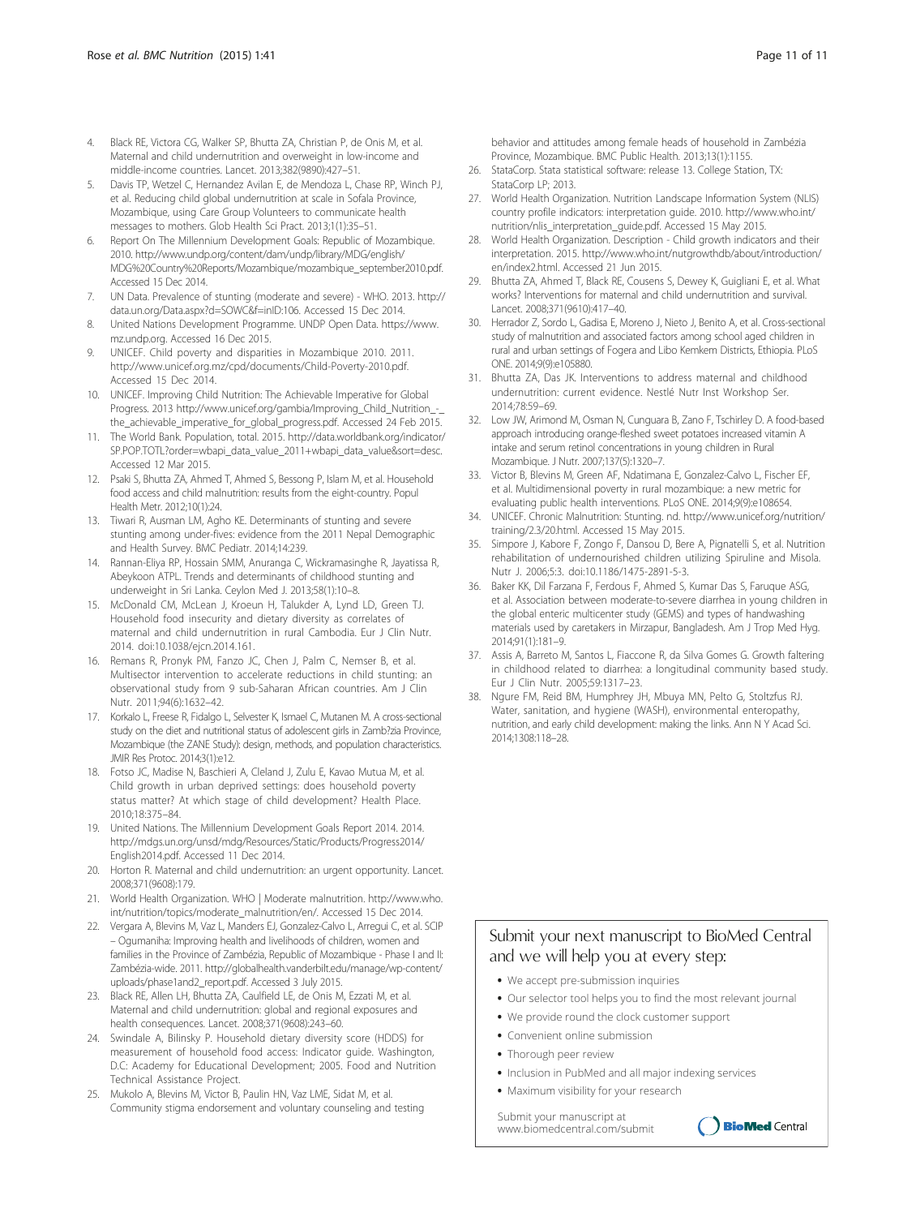4. Black RE, Victora CG, Walker SP, Bhutta ZA, Christian P, de Onis M, et al. Maternal and child undernutrition and overweight in low-income and middle-income countries. Lancet. 2013;382(9890):427–51.
5. Davis TP, Wetzel C, Hernandez Avilan E, de Mendoza L, Chase RP, Winch PJ, et al. Reducing child global undernutrition at scale in Sofala Province, Mozambique, using Care Group Volunteers to communicate health messages to mothers. Glob Health Sci Pract. 2013;1(1):35–51.
6. Report On The Millennium Development Goals: Republic of Mozambique. 2010. http://www.undp.org/content/dam/undp/library/MDG/english/MDG%20Country%20Reports/Mozambique/mozambique_september2010.pdf. Accessed 15 Dec 2014.
7. UN Data. Prevalence of stunting (moderate and severe) - WHO. 2013. http://data.un.org/Data.aspx?d=SOWC&f=inID:106. Accessed 15 Dec 2014.
8. United Nations Development Programme. UNDP Open Data. https://www.mz.undp.org. Accessed 16 Dec 2015.
9. UNICEF. Child poverty and disparities in Mozambique 2010. 2011. http://www.unicef.org.mz/cpd/documents/Child-Poverty-2010.pdf. Accessed 15 Dec 2014.
10. UNICEF. Improving Child Nutrition: The Achievable Imperative for Global Progress. 2013 http://www.unicef.org/gambia/Improving_Child_Nutrition_-_the_achievable_imperative_for_global_progress.pdf. Accessed 24 Feb 2015.
11. The World Bank. Population, total. 2015. http://data.worldbank.org/indicator/SP.POP.TOTL?order=wbapi_data_value_2011+wbapi_data_value&sort=desc. Accessed 12 Mar 2015.
12. Psaki S, Bhutta ZA, Ahmed T, Ahmed S, Bessong P, Islam M, et al. Household food access and child malnutrition: results from the eight-country. Popul Health Metr. 2012;10(1):24.
13. Tiwari R, Ausman LM, Agho KE. Determinants of stunting and severe stunting among under-fives: evidence from the 2011 Nepal Demographic and Health Survey. BMC Pediatr. 2014;14:239.
14. Rannan-Eliya RP, Hossain SMM, Anuranga C, Wickramasinghe R, Jayatissa R, Abeykoon ATPL. Trends and determinants of childhood stunting and underweight in Sri Lanka. Ceylon Med J. 2013;58(1):10–8.
15. McDonald CM, McLean J, Kroeun H, Talukder A, Lynd LD, Green TJ. Household food insecurity and dietary diversity as correlates of maternal and child undernutrition in rural Cambodia. Eur J Clin Nutr. 2014. doi:10.1038/ejcn.2014.161.
16. Remans R, Pronyk PM, Fanzo JC, Chen J, Palm C, Nemser B, et al. Multisector intervention to accelerate reductions in child stunting: an observational study from 9 sub-Saharan African countries. Am J Clin Nutr. 2011;94(6):1632–42.
17. Korkalo L, Freese R, Fidalgo L, Selvester K, Ismael C, Mutanen M. A cross-sectional study on the diet and nutritional status of adolescent girls in Zamb?zia Province, Mozambique (the ZANE Study): design, methods, and population characteristics. JMIR Res Protoc. 2014;3(1):e12.
18. Fotso JC, Madise N, Baschieri A, Cleland J, Zulu E, Kavao Mutua M, et al. Child growth in urban deprived settings: does household poverty status matter? At which stage of child development? Health Place. 2010;18:375–84.
19. United Nations. The Millennium Development Goals Report 2014. 2014. http://mdgs.un.org/unsd/mdg/Resources/Static/Products/Progress2014/English2014.pdf. Accessed 11 Dec 2014.
20. Horton R. Maternal and child undernutrition: an urgent opportunity. Lancet. 2008;371(9608):179.
21. World Health Organization. WHO | Moderate malnutrition. http://www.who.int/nutrition/topics/moderate_malnutrition/en/. Accessed 15 Dec 2014.
22. Vergara A, Blevins M, Vaz L, Manders EJ, Gonzalez-Calvo L, Arregui C, et al. SCIP – Ogumaniha: Improving health and livelihoods of children, women and families in the Province of Zambézia, Republic of Mozambique - Phase I and II: Zambézia-wide. 2011. http://globalhealth.vanderbilt.edu/manage/wp-content/uploads/phase1and2_report.pdf. Accessed 3 July 2015.
23. Black RE, Allen LH, Bhutta ZA, Caulfield LE, de Onis M, Ezzati M, et al. Maternal and child undernutrition: global and regional exposures and health consequences. Lancet. 2008;371(9608):243–60.
24. Swindale A, Bilinsky P. Household dietary diversity score (HDDS) for measurement of household food access: Indicator guide. Washington, D.C: Academy for Educational Development; 2005. Food and Nutrition Technical Assistance Project.
25. Mukolo A, Blevins M, Victor B, Paulin HN, Vaz LME, Sidat M, et al. Community stigma endorsement and voluntary counseling and testing behavior and attitudes among female heads of household in Zambézia Province, Mozambique. BMC Public Health. 2013;13(1):1155.
26. StataCorp. Stata statistical software: release 13. College Station, TX: StataCorp LP; 2013.
27. World Health Organization. Nutrition Landscape Information System (NLIS) country profile indicators: interpretation guide. 2010. http://www.who.int/nutrition/nlis_interpretation_guide.pdf. Accessed 15 May 2015.
28. World Health Organization. Description - Child growth indicators and their interpretation. 2015. http://www.who.int/nutgrowthdb/about/introduction/en/index2.html. Accessed 21 Jun 2015.
29. Bhutta ZA, Ahmed T, Black RE, Cousens S, Dewey K, Guigliani E, et al. What works? Interventions for maternal and child undernutrition and survival. Lancet. 2008;371(9610):417–40.
30. Herrador Z, Sordo L, Gadisa E, Moreno J, Nieto J, Benito A, et al. Cross-sectional study of malnutrition and associated factors among school aged children in rural and urban settings of Fogera and Libo Kemkem Districts, Ethiopia. PLoS ONE. 2014;9(9):e105880.
31. Bhutta ZA, Das JK. Interventions to address maternal and childhood undernutrition: current evidence. Nestlé Nutr Inst Workshop Ser. 2014;78:59–69.
32. Low JW, Arimond M, Osman N, Cunguara B, Zano F, Tschirley D. A food-based approach introducing orange-fleshed sweet potatoes increased vitamin A intake and serum retinol concentrations in young children in Rural Mozambique. J Nutr. 2007;137(5):1320–7.
33. Victor B, Blevins M, Green AF, Ndatimana E, Gonzalez-Calvo L, Fischer EF, et al. Multidimensional poverty in rural mozambique: a new metric for evaluating public health interventions. PLoS ONE. 2014;9(9):e108654.
34. UNICEF. Chronic Malnutrition: Stunting. nd. http://www.unicef.org/nutrition/training/2.3/20.html. Accessed 15 May 2015.
35. Simpore J, Kabore F, Zongo F, Dansou D, Bere A, Pignatelli S, et al. Nutrition rehabilitation of undernourished children utilizing Spiruline and Misola. Nutr J. 2006;5:3. doi:10.1186/1475-2891-5-3.
36. Baker KK, Dil Farzana F, Ferdous F, Ahmed S, Kumar Das S, Faruque ASG, et al. Association between moderate-to-severe diarrhea in young children in the global enteric multicenter study (GEMS) and types of handwashing materials used by caretakers in Mirzapur, Bangladesh. Am J Trop Med Hyg. 2014;91(1):181–9.
37. Assis A, Barreto M, Santos L, Fiaccone R, da Silva Gomes G. Growth faltering in childhood related to diarrhea: a longitudinal community based study. Eur J Clin Nutr. 2005;59:1317–23.
38. Ngure FM, Reid BM, Humphrey JH, Mbuya MN, Pelto G, Stoltzfus RJ. Water, sanitation, and hygiene (WASH), environmental enteropathy, nutrition, and early child development: making the links. Ann N Y Acad Sci. 2014;1308:118–28.

Submit your next manuscript to BioMed Central and we will help you at every step:

- We accept pre-submission inquiries
- Our selector tool helps you to find the most relevant journal
- We provide round the clock customer support
- Convenient online submission
- Thorough peer review
- Inclusion in PubMed and all major indexing services
- Maximum visibility for your research

Submit your manuscript at www.biomedcentral.com/submit

BioMed Central